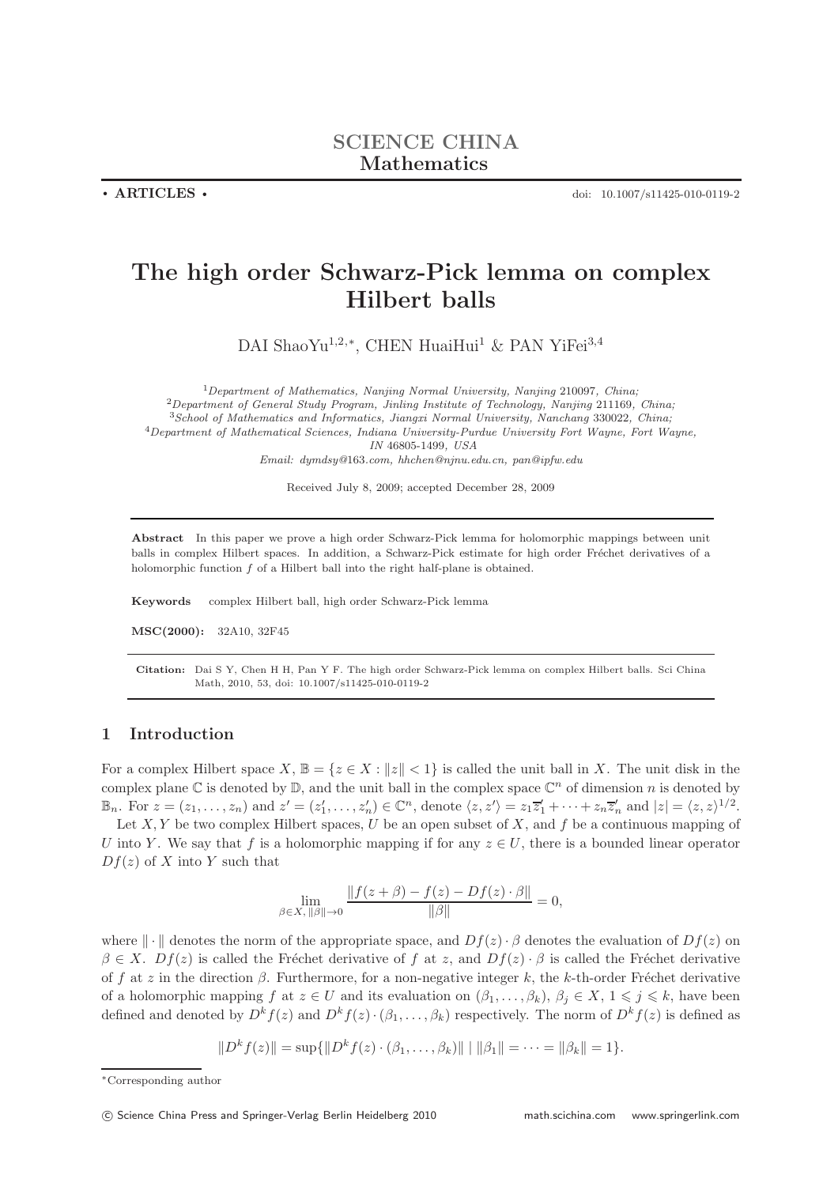**SCIENCE CHINA**
**Mathematics**

• **ARTICLES** •

doi: 10.1007/s11425-010-0119-2

# The high order Schwarz-Pick lemma on complex Hilbert balls

DAI ShaoYu[1,2,*], CHEN HuaiHui[1] & PAN YiFei[3,4]

[1]*Department of Mathematics, Nanjing Normal University, Nanjing* 210097*, China;*
[2]*Department of General Study Program, Jinling Institute of Technology, Nanjing* 211169*, China;*
[3]*School of Mathematics and Informatics, Jiangxi Normal University, Nanchang* 330022*, China;*
[4]*Department of Mathematical Sciences, Indiana University-Purdue University Fort Wayne, Fort Wayne, IN* 46805-1499*, USA*
*Email: dymdsy@163.com, hhchen@njnu.edu.cn, pan@ipfw.edu*

Received July 8, 2009; accepted December 28, 2009

**Abstract** In this paper we prove a high order Schwarz-Pick lemma for holomorphic mappings between unit balls in complex Hilbert spaces. In addition, a Schwarz-Pick estimate for high order Fréchet derivatives of a holomorphic function $f$ of a Hilbert ball into the right half-plane is obtained.

**Keywords** complex Hilbert ball, high order Schwarz-Pick lemma

**MSC(2000):** 32A10, 32F45

**Citation:** Dai S Y, Chen H H, Pan Y F. The high order Schwarz-Pick lemma on complex Hilbert balls. Sci China Math, 2010, 53, doi: 10.1007/s11425-010-0119-2

## 1 Introduction

For a complex Hilbert space $X$, $\mathbb{B} = \{z \in X : \|z\| < 1\}$ is called the unit ball in $X$. The unit disk in the complex plane $\mathbb{C}$ is denoted by $\mathbb{D}$, and the unit ball in the complex space $\mathbb{C}^n$ of dimension $n$ is denoted by $\mathbb{B}_n$. For $z = (z_1, \dots, z_n)$ and $z' = (z'_1, \dots, z'_n) \in \mathbb{C}^n$, denote $\langle z, z' \rangle = z_1\overline{z'_1} + \cdots + z_n\overline{z'_n}$ and $|z| = \langle z, z \rangle^{1/2}$.

Let $X, Y$ be two complex Hilbert spaces, $U$ be an open subset of $X$, and $f$ be a continuous mapping of $U$ into $Y$. We say that $f$ is a holomorphic mapping if for any $z \in U$, there is a bounded linear operator $Df(z)$ of $X$ into $Y$ such that

$$\lim_{\beta \in X, \|\beta\| \to 0} \frac{\|f(z+\beta) - f(z) - Df(z) \cdot \beta\|}{\|\beta\|} = 0,$$

where $\|\cdot\|$ denotes the norm of the appropriate space, and $Df(z) \cdot \beta$ denotes the evaluation of $Df(z)$ on $\beta \in X$. $Df(z)$ is called the Fréchet derivative of $f$ at $z$, and $Df(z) \cdot \beta$ is called the Fréchet derivative of $f$ at $z$ in the direction $\beta$. Furthermore, for a non-negative integer $k$, the $k$-th-order Fréchet derivative of a holomorphic mapping $f$ at $z \in U$ and its evaluation on $(\beta_1, \dots, \beta_k)$, $\beta_j \in X$, $1 \leqslant j \leqslant k$, have been defined and denoted by $D^k f(z)$ and $D^k f(z) \cdot (\beta_1, \dots, \beta_k)$ respectively. The norm of $D^k f(z)$ is defined as

$$\|D^k f(z)\| = \sup\{\|D^k f(z) \cdot (\beta_1, \dots, \beta_k)\| \mid \|\beta_1\| = \cdots = \|\beta_k\| = 1\}.$$

*Corresponding author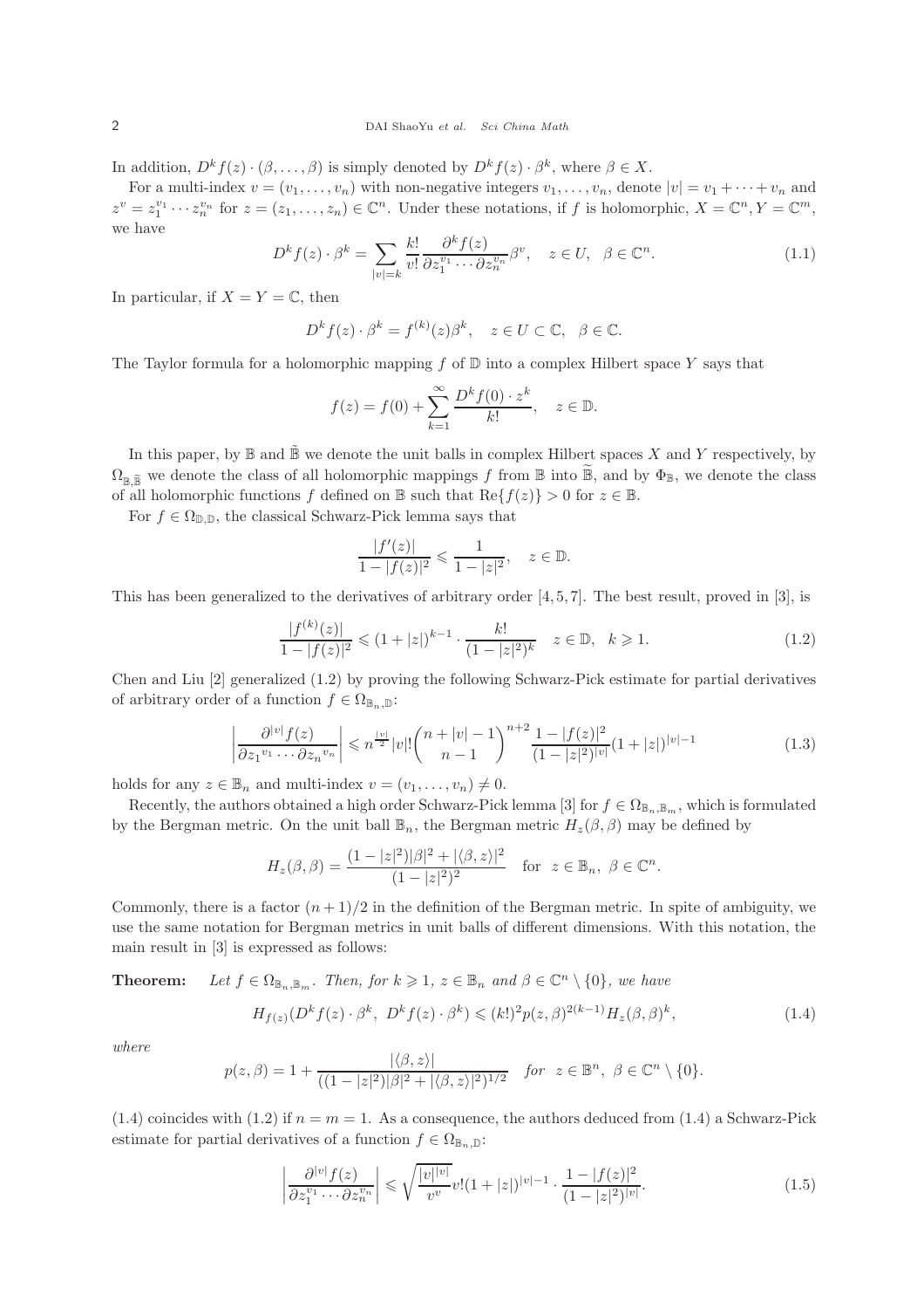In addition, $D^k f(z)\cdot(\beta,\dots,\beta)$ is simply denoted by $D^k f(z)\cdot\beta^k$, where $\beta\in X$.

For a multi-index $v=(v_1,\dots,v_n)$ with non-negative integers $v_1,\dots,v_n$, denote $|v|=v_1+\cdots+v_n$ and $z^v=z_1^{v_1}\cdots z_n^{v_n}$ for $z=(z_1,\dots,z_n)\in\mathbb{C}^n$. Under these notations, if $f$ is holomorphic, $X=\mathbb{C}^n, Y=\mathbb{C}^m$, we have

$$D^k f(z)\cdot\beta^k=\sum_{|v|=k}\frac{k!}{v!}\frac{\partial^k f(z)}{\partial z_1^{v_1}\cdots\partial z_n^{v_n}}\beta^v,\quad z\in U,\quad \beta\in\mathbb{C}^n. \tag{1.1}$$

In particular, if $X=Y=\mathbb{C}$, then

$$D^k f(z)\cdot\beta^k=f^{(k)}(z)\beta^k,\quad z\in U\subset\mathbb{C},\quad \beta\in\mathbb{C}.$$

The Taylor formula for a holomorphic mapping $f$ of $\mathbb{D}$ into a complex Hilbert space $Y$ says that

$$f(z)=f(0)+\sum_{k=1}^{\infty}\frac{D^k f(0)\cdot z^k}{k!},\quad z\in\mathbb{D}.$$

In this paper, by $\mathbb{B}$ and $\tilde{\mathbb{B}}$ we denote the unit balls in complex Hilbert spaces $X$ and $Y$ respectively, by $\Omega_{\mathbb{B},\widetilde{\mathbb{B}}}$ we denote the class of all holomorphic mappings $f$ from $\mathbb{B}$ into $\widetilde{\mathbb{B}}$, and by $\Phi_{\mathbb{B}}$, we denote the class of all holomorphic functions $f$ defined on $\mathbb{B}$ such that $\mathrm{Re}\{f(z)\}>0$ for $z\in\mathbb{B}$.

For $f\in\Omega_{\mathbb{D},\mathbb{D}}$, the classical Schwarz-Pick lemma says that

$$\frac{|f'(z)|}{1-|f(z)|^2}\leqslant\frac{1}{1-|z|^2},\quad z\in\mathbb{D}.$$

This has been generalized to the derivatives of arbitrary order [4,5,7]. The best result, proved in [3], is

$$\frac{|f^{(k)}(z)|}{1-|f(z)|^2}\leqslant(1+|z|)^{k-1}\cdot\frac{k!}{(1-|z|^2)^k}\quad z\in\mathbb{D},\quad k\geqslant1. \tag{1.2}$$

Chen and Liu [2] generalized (1.2) by proving the following Schwarz-Pick estimate for partial derivatives of arbitrary order of a function $f\in\Omega_{\mathbb{B}_n,\mathbb{D}}$:

$$\left|\frac{\partial^{|v|}f(z)}{\partial {z_1}^{v_1}\cdots\partial {z_n}^{v_n}}\right|\leqslant n^{\frac{|v|}{2}}|v|!\binom{n+|v|-1}{n-1}^{n+2}\frac{1-|f(z)|^2}{(1-|z|^2)^{|v|}}(1+|z|)^{|v|-1} \tag{1.3}$$

holds for any $z\in\mathbb{B}_n$ and multi-index $v=(v_1,\dots,v_n)\neq0$.

Recently, the authors obtained a high order Schwarz-Pick lemma [3] for $f\in\Omega_{\mathbb{B}_n,\mathbb{B}_m}$, which is formulated by the Bergman metric. On the unit ball $\mathbb{B}_n$, the Bergman metric $H_z(\beta,\beta)$ may be defined by

$$H_z(\beta,\beta)=\frac{(1-|z|^2)|\beta|^2+|\langle\beta,z\rangle|^2}{(1-|z|^2)^2}\quad\text{for}\ \ z\in\mathbb{B}_n,\ \beta\in\mathbb{C}^n.$$

Commonly, there is a factor $(n+1)/2$ in the definition of the Bergman metric. In spite of ambiguity, we use the same notation for Bergman metrics in unit balls of different dimensions. With this notation, the main result in [3] is expressed as follows:

**Theorem:** *Let $f\in\Omega_{\mathbb{B}_n,\mathbb{B}_m}$. Then, for $k\geqslant1$, $z\in\mathbb{B}_n$ and $\beta\in\mathbb{C}^n\setminus\{0\}$, we have*

$$H_{f(z)}(D^k f(z)\cdot\beta^k,\ D^k f(z)\cdot\beta^k)\leqslant(k!)^2p(z,\beta)^{2(k-1)}H_z(\beta,\beta)^k, \tag{1.4}$$

*where*

$$p(z,\beta)=1+\frac{|\langle\beta,z\rangle|}{((1-|z|^2)|\beta|^2+|\langle\beta,z\rangle|^2)^{1/2}}\quad\textit{for}\ \ z\in\mathbb{B}^n,\ \beta\in\mathbb{C}^n\setminus\{0\}.$$

(1.4) coincides with (1.2) if $n=m=1$. As a consequence, the authors deduced from (1.4) a Schwarz-Pick estimate for partial derivatives of a function $f\in\Omega_{\mathbb{B}_n,\mathbb{D}}$:

$$\left|\frac{\partial^{|v|}f(z)}{\partial z_1^{v_1}\cdots\partial z_n^{v_n}}\right|\leqslant\sqrt{\frac{|v|^{|v|}}{v^v}}v!(1+|z|)^{|v|-1}\cdot\frac{1-|f(z)|^2}{(1-|z|^2)^{|v|}}. \tag{1.5}$$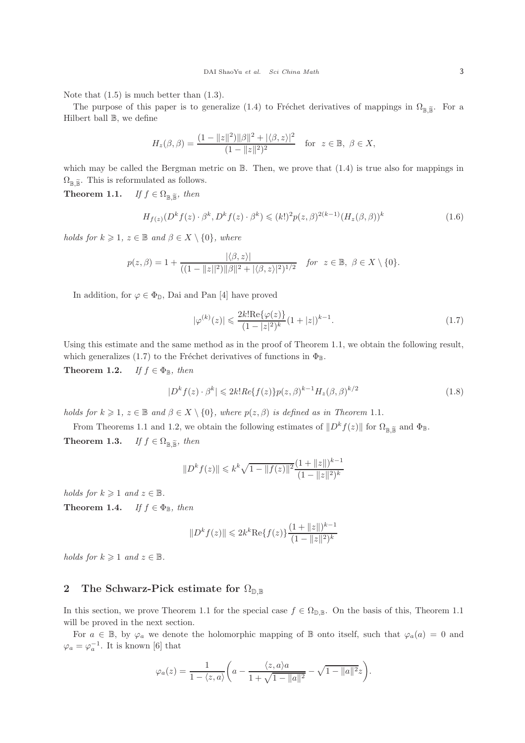Note that (1.5) is much better than (1.3).

The purpose of this paper is to generalize (1.4) to Fréchet derivatives of mappings in $\Omega_{\mathbb{B},\widetilde{\mathbb{B}}}$. For a Hilbert ball $\mathbb{B}$, we define

$$H_z(\beta,\beta) = \frac{(1-\|z\|^2)\|\beta\|^2 + |\langle \beta, z\rangle|^2}{(1-\|z\|^2)^2} \quad \text{for} \ \ z\in\mathbb{B}, \ \beta\in X,$$

which may be called the Bergman metric on $\mathbb{B}$. Then, we prove that (1.4) is true also for mappings in $\Omega_{\mathbb{B},\widetilde{\mathbb{B}}}$. This is reformulated as follows.

**Theorem 1.1.** *If $f\in\Omega_{\mathbb{B},\widetilde{\mathbb{B}}}$, then*

$$H_{f(z)}(D^k f(z)\cdot\beta^k, D^k f(z)\cdot\beta^k) \leqslant (k!)^2 p(z,\beta)^{2(k-1)}(H_z(\beta,\beta))^k \tag{1.6}$$

*holds for $k\geqslant 1$, $z\in\mathbb{B}$ and $\beta\in X\setminus\{0\}$, where*

$$p(z,\beta) = 1 + \frac{|\langle\beta,z\rangle|}{((1-\|z\|^2)\|\beta\|^2 + |\langle\beta,z\rangle|^2)^{1/2}} \quad \textit{for} \ \ z\in\mathbb{B}, \ \beta\in X\setminus\{0\}.$$

In addition, for $\varphi\in\Phi_{\mathbb{D}}$, Dai and Pan [4] have proved

$$|\varphi^{(k)}(z)| \leqslant \frac{2k!\mathrm{Re}\{\varphi(z)\}}{(1-|z|^2)^k}(1+|z|)^{k-1}. \tag{1.7}$$

Using this estimate and the same method as in the proof of Theorem 1.1, we obtain the following result, which generalizes (1.7) to the Fréchet derivatives of functions in $\Phi_{\mathbb{B}}$.

**Theorem 1.2.** *If $f\in\Phi_{\mathbb{B}}$, then*

$$|D^k f(z)\cdot\beta^k| \leqslant 2k!Re\{f(z)\}p(z,\beta)^{k-1}H_z(\beta,\beta)^{k/2} \tag{1.8}$$

*holds for $k\geqslant 1$, $z\in\mathbb{B}$ and $\beta\in X\setminus\{0\}$, where $p(z,\beta)$ is defined as in Theorem* 1.1.

From Theorems 1.1 and 1.2, we obtain the following estimates of $\|D^k f(z)\|$ for $\Omega_{\mathbb{B},\widetilde{\mathbb{B}}}$ and $\Phi_{\mathbb{B}}$.

**Theorem 1.3.** *If $f\in\Omega_{\mathbb{B},\widetilde{\mathbb{B}}}$, then*

$$\|D^k f(z)\| \leqslant k^k\sqrt{1-\|f(z)\|^2}\frac{(1+\|z\|)^{k-1}}{(1-\|z\|^2)^k}$$

*holds for $k\geqslant 1$ and $z\in\mathbb{B}$.*

**Theorem 1.4.** *If $f\in\Phi_{\mathbb{B}}$, then*

$$\|D^k f(z)\| \leqslant 2k^k\mathrm{Re}\{f(z)\}\frac{(1+\|z\|)^{k-1}}{(1-\|z\|^2)^k}$$

*holds for $k\geqslant 1$ and $z\in\mathbb{B}$.*

## 2 The Schwarz-Pick estimate for $\Omega_{\mathbb{D},\mathbb{B}}$

In this section, we prove Theorem 1.1 for the special case $f\in\Omega_{\mathbb{D},\mathbb{B}}$. On the basis of this, Theorem 1.1 will be proved in the next section.

For $a\in\mathbb{B}$, by $\varphi_a$ we denote the holomorphic mapping of $\mathbb{B}$ onto itself, such that $\varphi_a(a)=0$ and $\varphi_a=\varphi_a^{-1}$. It is known [6] that

$$\varphi_a(z) = \frac{1}{1-\langle z,a\rangle}\bigg(a - \frac{\langle z,a\rangle a}{1+\sqrt{1-\|a\|^2}} - \sqrt{1-\|a\|^2}z\bigg).$$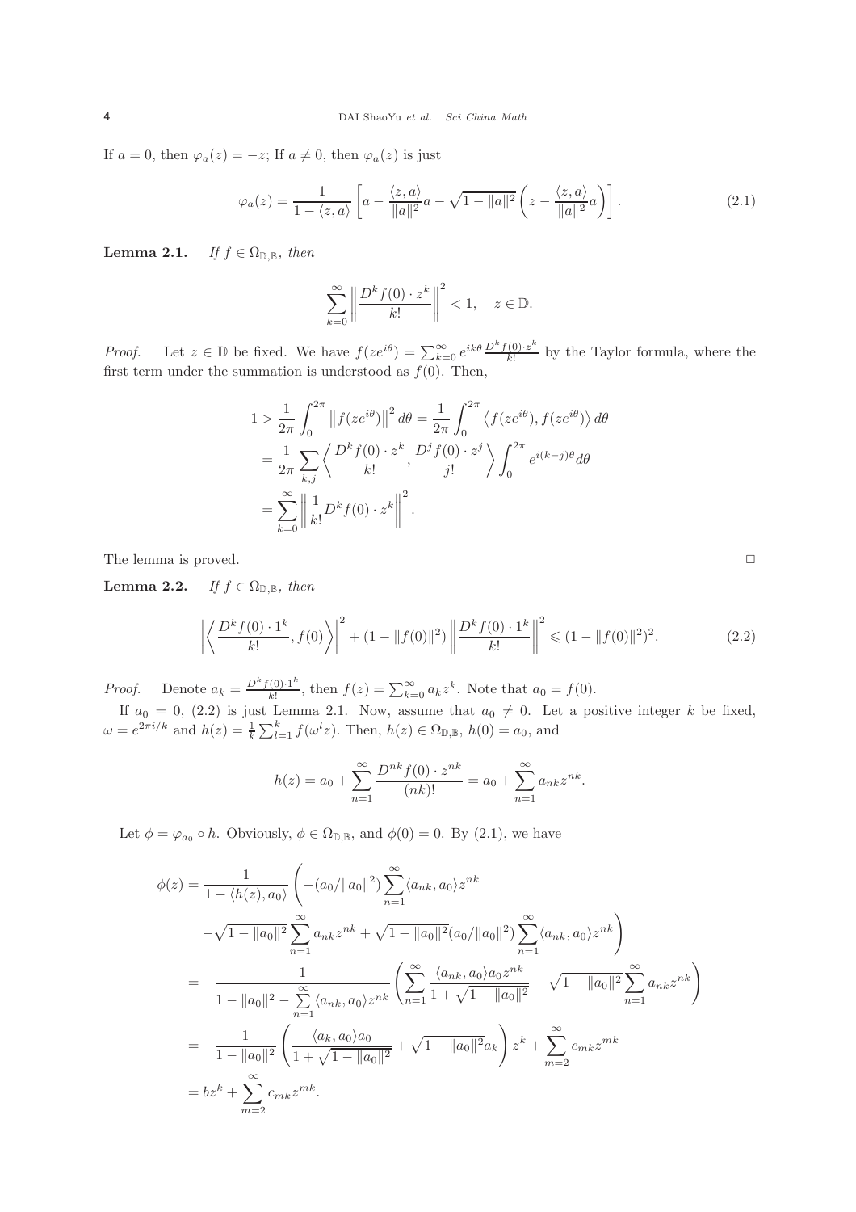If $a = 0$, then $\varphi_a(z) = -z$; If $a \neq 0$, then $\varphi_a(z)$ is just

$$\varphi_a(z) = \frac{1}{1 - \langle z, a\rangle}\left[a - \frac{\langle z, a\rangle}{\|a\|^2}a - \sqrt{1 - \|a\|^2}\left(z - \frac{\langle z, a\rangle}{\|a\|^2}a\right)\right]. \tag{2.1}$$

**Lemma 2.1.** *If $f \in \Omega_{\mathbb{D},\mathbb{B}}$, then*

$$\sum_{k=0}^{\infty}\left\|\frac{D^k f(0)\cdot z^k}{k!}\right\|^2 < 1, \quad z \in \mathbb{D}.$$

*Proof.* Let $z \in \mathbb{D}$ be fixed. We have $f(ze^{i\theta}) = \sum_{k=0}^{\infty} e^{ik\theta}\frac{D^k f(0)\cdot z^k}{k!}$ by the Taylor formula, where the first term under the summation is understood as $f(0)$. Then,

$$\begin{aligned}
1 &> \frac{1}{2\pi}\int_0^{2\pi}\left\|f(ze^{i\theta})\right\|^2 d\theta = \frac{1}{2\pi}\int_0^{2\pi}\left\langle f(ze^{i\theta}), f(ze^{i\theta})\right\rangle d\theta \\
&= \frac{1}{2\pi}\sum_{k,j}\left\langle \frac{D^k f(0)\cdot z^k}{k!}, \frac{D^j f(0)\cdot z^j}{j!}\right\rangle \int_0^{2\pi} e^{i(k-j)\theta}d\theta \\
&= \sum_{k=0}^{\infty}\left\|\frac{1}{k!}D^k f(0)\cdot z^k\right\|^2.
\end{aligned}$$

The lemma is proved. □

**Lemma 2.2.** *If $f \in \Omega_{\mathbb{D},\mathbb{B}}$, then*

$$\left|\left\langle \frac{D^k f(0)\cdot 1^k}{k!}, f(0)\right\rangle\right|^2 + (1 - \|f(0)\|^2)\left\|\frac{D^k f(0)\cdot 1^k}{k!}\right\|^2 \leqslant (1 - \|f(0)\|^2)^2. \tag{2.2}$$

*Proof.* Denote $a_k = \frac{D^k f(0)\cdot 1^k}{k!}$, then $f(z) = \sum_{k=0}^{\infty} a_k z^k$. Note that $a_0 = f(0)$.

If $a_0 = 0$, (2.2) is just Lemma 2.1. Now, assume that $a_0 \neq 0$. Let a positive integer $k$ be fixed, $\omega = e^{2\pi i/k}$ and $h(z) = \frac{1}{k}\sum_{l=1}^{k} f(\omega^l z)$. Then, $h(z) \in \Omega_{\mathbb{D},\mathbb{B}}$, $h(0) = a_0$, and

$$h(z) = a_0 + \sum_{n=1}^{\infty}\frac{D^{nk}f(0)\cdot z^{nk}}{(nk)!} = a_0 + \sum_{n=1}^{\infty} a_{nk}z^{nk}.$$

Let $\phi = \varphi_{a_0}\circ h$. Obviously, $\phi \in \Omega_{\mathbb{D},\mathbb{B}}$, and $\phi(0) = 0$. By (2.1), we have

$$\begin{aligned}
\phi(z) &= \frac{1}{1 - \langle h(z), a_0\rangle}\left(-(a_0/\|a_0\|^2)\sum_{n=1}^{\infty}\langle a_{nk}, a_0\rangle z^{nk}\right. \\
&\quad \left. -\sqrt{1 - \|a_0\|^2}\sum_{n=1}^{\infty} a_{nk}z^{nk} + \sqrt{1 - \|a_0\|^2}(a_0/\|a_0\|^2)\sum_{n=1}^{\infty}\langle a_{nk}, a_0\rangle z^{nk}\right) \\
&= -\frac{1}{1 - \|a_0\|^2 - \sum\limits_{n=1}^{\infty}\langle a_{nk}, a_0\rangle z^{nk}}\left(\sum_{n=1}^{\infty}\frac{\langle a_{nk}, a_0\rangle a_0 z^{nk}}{1 + \sqrt{1 - \|a_0\|^2}} + \sqrt{1 - \|a_0\|^2}\sum_{n=1}^{\infty} a_{nk}z^{nk}\right) \\
&= -\frac{1}{1 - \|a_0\|^2}\left(\frac{\langle a_k, a_0\rangle a_0}{1 + \sqrt{1 - \|a_0\|^2}} + \sqrt{1 - \|a_0\|^2}a_k\right)z^k + \sum_{m=2}^{\infty} c_{mk}z^{mk} \\
&= bz^k + \sum_{m=2}^{\infty} c_{mk}z^{mk}.
\end{aligned}$$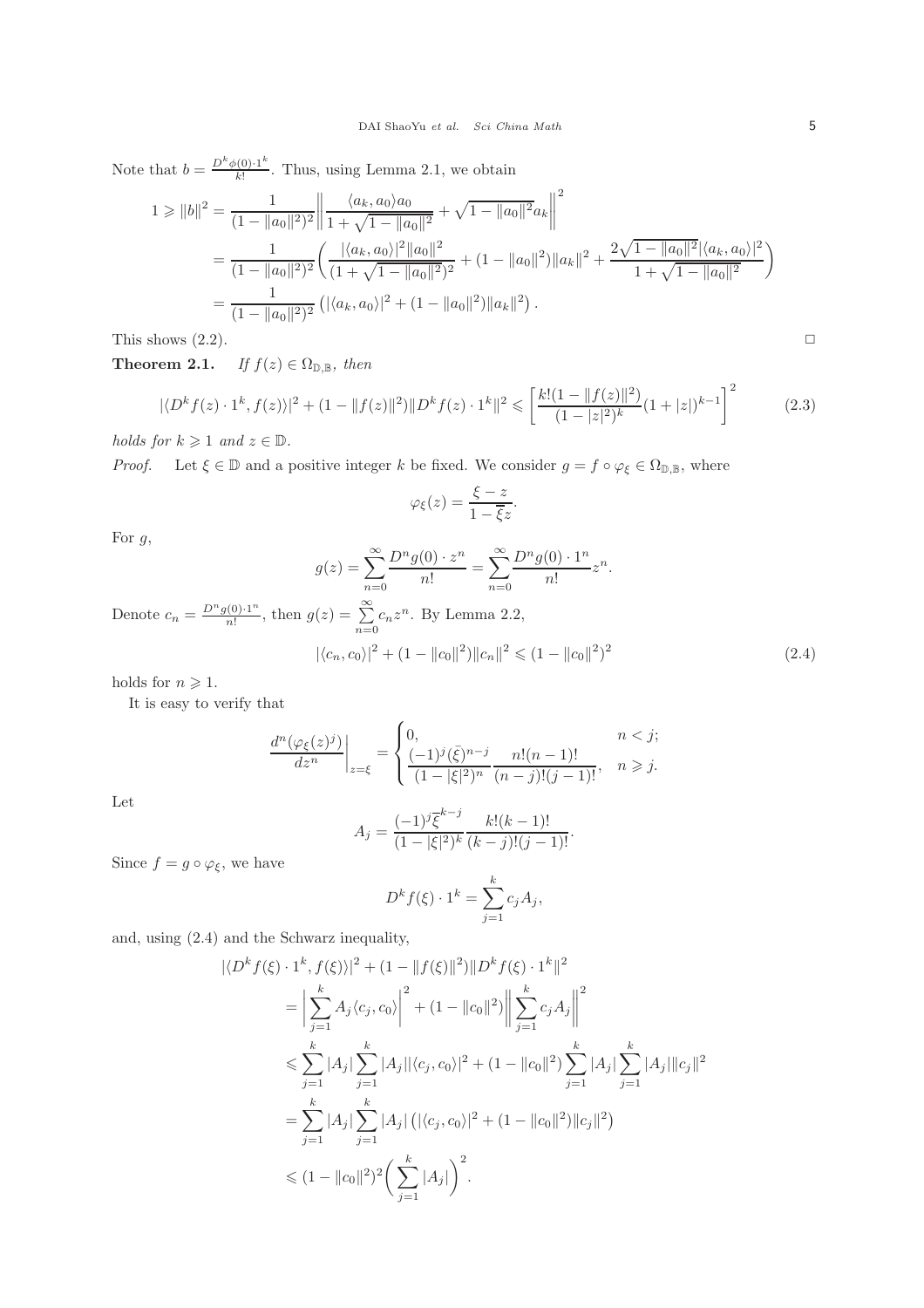Note that $b = \frac{D^k\phi(0)\cdot 1^k}{k!}$. Thus, using Lemma 2.1, we obtain

$$
\begin{aligned}
1 \geqslant \|b\|^2 &= \frac{1}{(1-\|a_0\|^2)^2}\left\| \frac{\langle a_k, a_0\rangle a_0}{1+\sqrt{1-\|a_0\|^2}} + \sqrt{1-\|a_0\|^2}a_k \right\|^2 \\
&= \frac{1}{(1-\|a_0\|^2)^2}\left( \frac{|\langle a_k, a_0\rangle|^2\|a_0\|^2}{(1+\sqrt{1-\|a_0\|^2})^2} + (1-\|a_0\|^2)\|a_k\|^2 + \frac{2\sqrt{1-\|a_0\|^2}|\langle a_k, a_0\rangle|^2}{1+\sqrt{1-\|a_0\|^2}} \right) \\
&= \frac{1}{(1-\|a_0\|^2)^2}\left( |\langle a_k, a_0\rangle|^2 + (1-\|a_0\|^2)\|a_k\|^2 \right).
\end{aligned}
$$

This shows (2.2). $\square$

**Theorem 2.1.** *If $f(z) \in \Omega_{\mathbb{D},\mathbb{B}}$, then*

$$
|\langle D^k f(z)\cdot 1^k, f(z)\rangle|^2 + (1-\|f(z)\|^2)\|D^k f(z)\cdot 1^k\|^2 \leqslant \left[ \frac{k!(1-\|f(z)\|^2)}{(1-|z|^2)^k}(1+|z|)^{k-1} \right]^2 \tag{2.3}
$$

*holds for $k \geqslant 1$ and $z \in \mathbb{D}$.*

*Proof.* Let $\xi \in \mathbb{D}$ and a positive integer $k$ be fixed. We consider $g = f\circ\varphi_\xi \in \Omega_{\mathbb{D},\mathbb{B}}$, where

$$
\varphi_\xi(z) = \frac{\xi - z}{1-\overline{\xi}z}.
$$

For $g$,

$$
g(z) = \sum_{n=0}^{\infty} \frac{D^n g(0)\cdot z^n}{n!} = \sum_{n=0}^{\infty} \frac{D^n g(0)\cdot 1^n}{n!} z^n.
$$

Denote $c_n = \frac{D^n g(0)\cdot 1^n}{n!}$, then $g(z) = \sum\limits_{n=0}^{\infty} c_n z^n$. By Lemma 2.2,

$$
|\langle c_n, c_0\rangle|^2 + (1-\|c_0\|^2)\|c_n\|^2 \leqslant (1-\|c_0\|^2)^2 \tag{2.4}
$$

holds for $n \geqslant 1$.

It is easy to verify that

$$
\left.\frac{d^n(\varphi_\xi(z)^j)}{dz^n}\right|_{z=\xi} = \begin{cases} 0, & n < j; \\ \dfrac{(-1)^j(\bar{\xi})^{n-j}}{(1-|\xi|^2)^n}\dfrac{n!(n-1)!}{(n-j)!(j-1)!}, & n \geqslant j. \end{cases}
$$

Let

$$
A_j = \frac{(-1)^j\overline{\xi}^{k-j}}{(1-|\xi|^2)^k}\frac{k!(k-1)!}{(k-j)!(j-1)!}.
$$

Since $f = g\circ\varphi_\xi$, we have

$$
D^k f(\xi)\cdot 1^k = \sum_{j=1}^{k} c_j A_j,
$$

and, using (2.4) and the Schwarz inequality,

$$
\begin{aligned}
&|\langle D^k f(\xi)\cdot 1^k, f(\xi)\rangle|^2 + (1-\|f(\xi)\|^2)\|D^k f(\xi)\cdot 1^k\|^2 \\
&= \left| \sum_{j=1}^{k} A_j\langle c_j, c_0\rangle \right|^2 + (1-\|c_0\|^2)\left\| \sum_{j=1}^{k} c_j A_j \right\|^2 \\
&\leqslant \sum_{j=1}^{k}|A_j| \sum_{j=1}^{k}|A_j||\langle c_j, c_0\rangle|^2 + (1-\|c_0\|^2)\sum_{j=1}^{k}|A_j|\sum_{j=1}^{k}|A_j|\|c_j\|^2 \\
&= \sum_{j=1}^{k}|A_j| \sum_{j=1}^{k}|A_j|\left( |\langle c_j, c_0\rangle|^2 + (1-\|c_0\|^2)\|c_j\|^2 \right) \\
&\leqslant (1-\|c_0\|^2)^2\left( \sum_{j=1}^{k}|A_j| \right)^2.
\end{aligned}
$$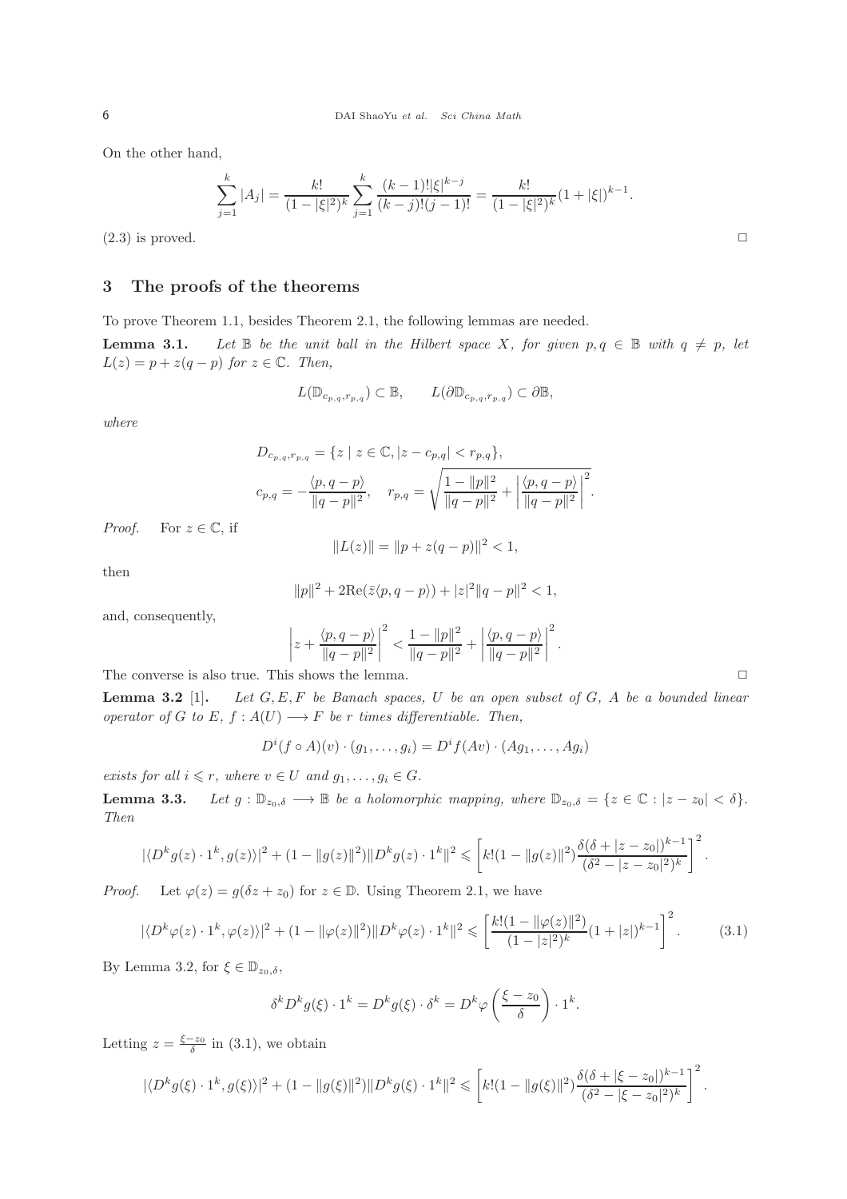On the other hand,

$$\sum_{j=1}^{k} |A_j| = \frac{k!}{(1-|\xi|^2)^k} \sum_{j=1}^{k} \frac{(k-1)!|\xi|^{k-j}}{(k-j)!(j-1)!} = \frac{k!}{(1-|\xi|^2)^k}(1+|\xi|)^{k-1}.$$

(2.3) is proved. □

## 3 The proofs of the theorems

To prove Theorem 1.1, besides Theorem 2.1, the following lemmas are needed.

**Lemma 3.1.** *Let $\mathbb{B}$ be the unit ball in the Hilbert space $X$, for given $p, q \in \mathbb{B}$ with $q \neq p$, let $L(z) = p + z(q-p)$ for $z \in \mathbb{C}$. Then,*

$$L(\mathbb{D}_{c_{p,q},r_{p,q}}) \subset \mathbb{B}, \qquad L(\partial\mathbb{D}_{c_{p,q},r_{p,q}}) \subset \partial\mathbb{B},$$

*where*

$$D_{c_{p,q},r_{p,q}} = \{z \mid z \in \mathbb{C}, |z - c_{p,q}| < r_{p,q}\},$$

$$c_{p,q} = -\frac{\langle p, q-p\rangle}{\|q-p\|^2}, \quad r_{p,q} = \sqrt{\frac{1-\|p\|^2}{\|q-p\|^2} + \left|\frac{\langle p, q-p\rangle}{\|q-p\|^2}\right|^2}.$$

*Proof.* For $z \in \mathbb{C}$, if

$$\|L(z)\| = \|p + z(q-p)\|^2 < 1,$$

then

$$\|p\|^2 + 2\mathrm{Re}(\bar{z}\langle p, q-p\rangle) + |z|^2\|q-p\|^2 < 1,$$

and, consequently,

$$\left|z + \frac{\langle p, q-p\rangle}{\|q-p\|^2}\right|^2 < \frac{1-\|p\|^2}{\|q-p\|^2} + \left|\frac{\langle p, q-p\rangle}{\|q-p\|^2}\right|^2.$$

The converse is also true. This shows the lemma. □

**Lemma 3.2** [1]**.** *Let $G, E, F$ be Banach spaces, $U$ be an open subset of $G$, $A$ be a bounded linear operator of $G$ to $E$, $f : A(U) \longrightarrow F$ be $r$ times differentiable. Then,*

$$D^i(f \circ A)(v) \cdot (g_1, \ldots, g_i) = D^i f(Av) \cdot (Ag_1, \ldots, Ag_i)$$

*exists for all $i \leqslant r$, where $v \in U$ and $g_1, \ldots, g_i \in G$.*

**Lemma 3.3.** *Let $g : \mathbb{D}_{z_0,\delta} \longrightarrow \mathbb{B}$ be a holomorphic mapping, where $\mathbb{D}_{z_0,\delta} = \{z \in \mathbb{C} : |z - z_0| < \delta\}$. Then*

$$|\langle D^k g(z) \cdot 1^k, g(z)\rangle|^2 + (1 - \|g(z)\|^2)\|D^k g(z) \cdot 1^k\|^2 \leqslant \left[k!(1 - \|g(z)\|^2)\frac{\delta(\delta + |z - z_0|)^{k-1}}{(\delta^2 - |z - z_0|^2)^k}\right]^2.$$

*Proof.* Let $\varphi(z) = g(\delta z + z_0)$ for $z \in \mathbb{D}$. Using Theorem 2.1, we have

$$|\langle D^k \varphi(z) \cdot 1^k, \varphi(z)\rangle|^2 + (1 - \|\varphi(z)\|^2)\|D^k\varphi(z) \cdot 1^k\|^2 \leqslant \left[\frac{k!(1 - \|\varphi(z)\|^2)}{(1-|z|^2)^k}(1+|z|)^{k-1}\right]^2. \tag{3.1}$$

By Lemma 3.2, for $\xi \in \mathbb{D}_{z_0,\delta}$,

$$\delta^k D^k g(\xi) \cdot 1^k = D^k g(\xi) \cdot \delta^k = D^k \varphi\left(\frac{\xi - z_0}{\delta}\right) \cdot 1^k.$$

Letting $z = \frac{\xi - z_0}{\delta}$ in (3.1), we obtain

$$|\langle D^k g(\xi) \cdot 1^k, g(\xi)\rangle|^2 + (1 - \|g(\xi)\|^2)\|D^k g(\xi) \cdot 1^k\|^2 \leqslant \left[k!(1 - \|g(\xi)\|^2)\frac{\delta(\delta + |\xi - z_0|)^{k-1}}{(\delta^2 - |\xi - z_0|^2)^k}\right]^2.$$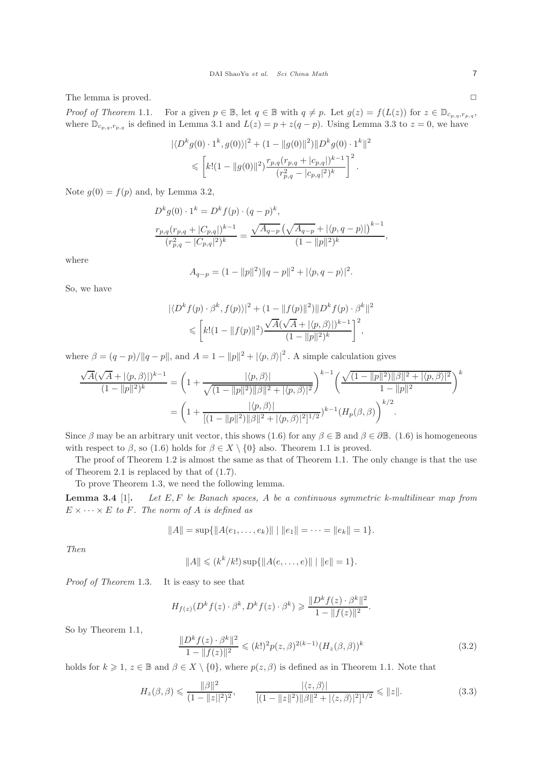The lemma is proved. $\square$

*Proof of Theorem* 1.1. For a given $p \in \mathbb{B}$, let $q \in \mathbb{B}$ with $q \neq p$. Let $g(z) = f(L(z))$ for $z \in \mathbb{D}_{c_{p,q}, r_{p,q}}$, where $\mathbb{D}_{c_{p,q}, r_{p,q}}$ is defined in Lemma 3.1 and $L(z) = p + z(q - p)$. Using Lemma 3.3 to $z = 0$, we have

$$|\langle D^k g(0) \cdot 1^k, g(0) \rangle|^2 + (1 - \|g(0)\|^2) \|D^k g(0) \cdot 1^k\|^2 \leqslant \left[ k!(1 - \|g(0)\|^2) \frac{r_{p,q}(r_{p,q} + |c_{p,q}|)^{k-1}}{(r_{p,q}^2 - |c_{p,q}|^2)^k} \right]^2.$$

Note $g(0) = f(p)$ and, by Lemma 3.2,

$$D^k g(0) \cdot 1^k = D^k f(p) \cdot (q - p)^k,$$

$$\frac{r_{p,q}(r_{p,q} + |C_{p,q}|)^{k-1}}{(r_{p,q}^2 - |C_{p,q}|^2)^k} = \frac{\sqrt{A_{q-p}} \left( \sqrt{A_{q-p}} + |\langle p, q - p \rangle| \right)^{k-1}}{(1 - \|p\|^2)^k},$$

where

$$A_{q-p} = (1 - \|p\|^2) \|q - p\|^2 + |\langle p, q - p \rangle|^2.$$

So, we have

$$|\langle D^k f(p) \cdot \beta^k, f(p) \rangle|^2 + (1 - \|f(p)\|^2) \|D^k f(p) \cdot \beta^k\|^2 \leqslant \left[ k!(1 - \|f(p)\|^2) \frac{\sqrt{A}(\sqrt{A} + |\langle p, \beta \rangle|)^{k-1}}{(1 - \|p\|^2)^k} \right]^2,$$

where $\beta = (q - p)/\|q - p\|$, and $A = 1 - \|p\|^2 + |\langle p, \beta \rangle|^2$. A simple calculation gives

$$\begin{aligned}
\frac{\sqrt{A}(\sqrt{A} + |\langle p, \beta \rangle|)^{k-1}}{(1 - \|p\|^2)^k} &= \left( 1 + \frac{|\langle p, \beta \rangle|}{\sqrt{(1 - \|p\|^2)\|\beta\|^2 + |\langle p, \beta \rangle|^2}} \right)^{k-1} \left( \frac{\sqrt{(1 - \|p\|^2)\|\beta\|^2 + |\langle p, \beta \rangle|^2}}{1 - \|p\|^2} \right)^k \\
&= \left( 1 + \frac{|\langle p, \beta \rangle|}{[(1 - \|p\|^2)\|\beta\|^2 + |\langle p, \beta \rangle|^2]^{1/2}} \right)^{k-1} (H_p(\beta, \beta))^{k/2}.
\end{aligned}$$

Since $\beta$ may be an arbitrary unit vector, this shows (1.6) for any $\beta \in \mathbb{B}$ and $\beta \in \partial\mathbb{B}$. (1.6) is homogeneous with respect to $\beta$, so (1.6) holds for $\beta \in X \setminus \{0\}$ also. Theorem 1.1 is proved.

The proof of Theorem 1.2 is almost the same as that of Theorem 1.1. The only change is that the use of Theorem 2.1 is replaced by that of (1.7).

To prove Theorem 1.3, we need the following lemma.

**Lemma 3.4** [1]. *Let $E, F$ be Banach spaces, $A$ be a continuous symmetric $k$-multilinear map from $E \times \cdots \times E$ to $F$. The norm of $A$ is defined as*

$$\|A\| = \sup\{\|A(e_1, \dots, e_k)\| \mid \|e_1\| = \cdots = \|e_k\| = 1\}.$$

*Then*

$$\|A\| \leqslant (k^k/k!) \sup\{\|A(e, \dots, e)\| \mid \|e\| = 1\}.$$

*Proof of Theorem* 1.3. It is easy to see that

$$H_{f(z)}(D^k f(z) \cdot \beta^k, D^k f(z) \cdot \beta^k) \geqslant \frac{\|D^k f(z) \cdot \beta^k\|^2}{1 - \|f(z)\|^2}.$$

So by Theorem 1.1,

$$\frac{\|D^k f(z) \cdot \beta^k\|^2}{1 - \|f(z)\|^2} \leqslant (k!)^2 p(z, \beta)^{2(k-1)} (H_z(\beta, \beta))^k \tag{3.2}$$

holds for $k \geqslant 1$, $z \in \mathbb{B}$ and $\beta \in X \setminus \{0\}$, where $p(z, \beta)$ is defined as in Theorem 1.1. Note that

$$H_z(\beta, \beta) \leqslant \frac{\|\beta\|^2}{(1 - \|z\|^2)^2}, \qquad \frac{|\langle z, \beta \rangle|}{[(1 - \|z\|^2)\|\beta\|^2 + |\langle z, \beta \rangle|^2]^{1/2}} \leqslant \|z\|. \tag{3.3}$$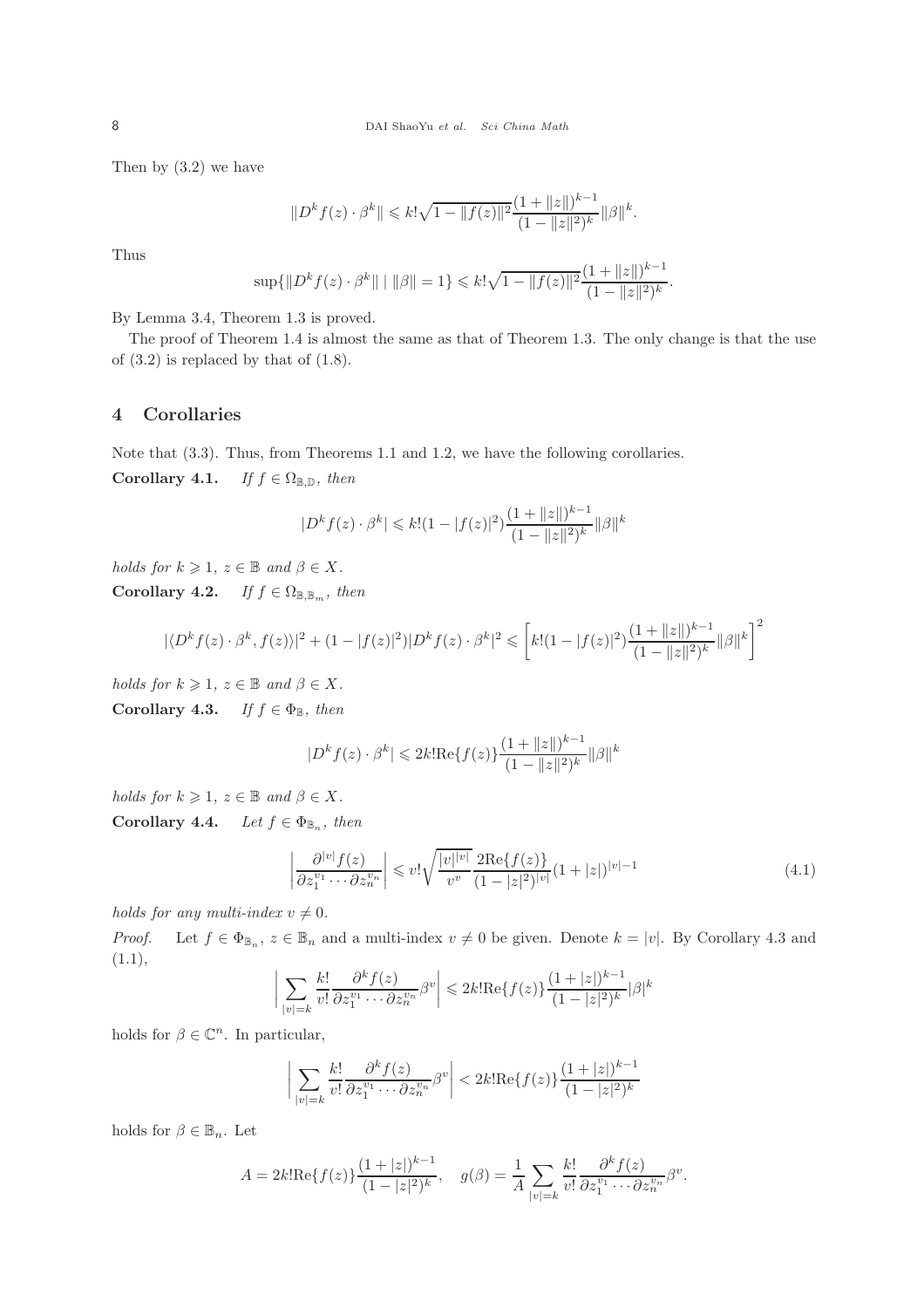Then by (3.2) we have

$$\|D^k f(z) \cdot \beta^k\| \leqslant k! \sqrt{1 - \|f(z)\|^2} \frac{(1 + \|z\|)^{k-1}}{(1 - \|z\|^2)^k} \|\beta\|^k.$$

Thus

$$\sup\{\|D^k f(z) \cdot \beta^k\| \mid \|\beta\| = 1\} \leqslant k! \sqrt{1 - \|f(z)\|^2} \frac{(1 + \|z\|)^{k-1}}{(1 - \|z\|^2)^k}.$$

By Lemma 3.4, Theorem 1.3 is proved.

The proof of Theorem 1.4 is almost the same as that of Theorem 1.3. The only change is that the use of (3.2) is replaced by that of (1.8).

## 4 Corollaries

Note that (3.3). Thus, from Theorems 1.1 and 1.2, we have the following corollaries.

**Corollary 4.1.** *If $f \in \Omega_{\mathbb{B},\mathbb{D}}$, then*

$$|D^k f(z) \cdot \beta^k| \leqslant k!(1 - |f(z)|^2) \frac{(1 + \|z\|)^{k-1}}{(1 - \|z\|^2)^k} \|\beta\|^k$$

*holds for $k \geqslant 1$, $z \in \mathbb{B}$ and $\beta \in X$.*

**Corollary 4.2.** *If $f \in \Omega_{\mathbb{B},\mathbb{B}_m}$, then*

$$|\langle D^k f(z) \cdot \beta^k, f(z)\rangle|^2 + (1 - |f(z)|^2)|D^k f(z) \cdot \beta^k|^2 \leqslant \left[k!(1 - |f(z)|^2) \frac{(1 + \|z\|)^{k-1}}{(1 - \|z\|^2)^k} \|\beta\|^k\right]^2$$

*holds for $k \geqslant 1$, $z \in \mathbb{B}$ and $\beta \in X$.*

**Corollary 4.3.** *If $f \in \Phi_{\mathbb{B}}$, then*

$$|D^k f(z) \cdot \beta^k| \leqslant 2k! \mathrm{Re}\{f(z)\} \frac{(1 + \|z\|)^{k-1}}{(1 - \|z\|^2)^k} \|\beta\|^k$$

*holds for $k \geqslant 1$, $z \in \mathbb{B}$ and $\beta \in X$.*

**Corollary 4.4.** *Let $f \in \Phi_{\mathbb{B}_n}$, then*

$$\left|\frac{\partial^{|v|} f(z)}{\partial z_1^{v_1} \cdots \partial z_n^{v_n}}\right| \leqslant v! \sqrt{\frac{|v|^{|v|}}{v^v}} \frac{2\mathrm{Re}\{f(z)\}}{(1 - |z|^2)^{|v|}} (1 + |z|)^{|v|-1} \tag{4.1}$$

*holds for any multi-index $v \neq 0$.*

*Proof.* Let $f \in \Phi_{\mathbb{B}_n}$, $z \in \mathbb{B}_n$ and a multi-index $v \neq 0$ be given. Denote $k = |v|$. By Corollary 4.3 and (1.1),

$$\left|\sum_{|v|=k} \frac{k!}{v!} \frac{\partial^k f(z)}{\partial z_1^{v_1} \cdots \partial z_n^{v_n}} \beta^v\right| \leqslant 2k! \mathrm{Re}\{f(z)\} \frac{(1 + |z|)^{k-1}}{(1 - |z|^2)^k} |\beta|^k$$

holds for $\beta \in \mathbb{C}^n$. In particular,

$$\left|\sum_{|v|=k} \frac{k!}{v!} \frac{\partial^k f(z)}{\partial z_1^{v_1} \cdots \partial z_n^{v_n}} \beta^v\right| < 2k! \mathrm{Re}\{f(z)\} \frac{(1 + |z|)^{k-1}}{(1 - |z|^2)^k}$$

holds for $\beta \in \mathbb{B}_n$. Let

$$A = 2k! \mathrm{Re}\{f(z)\} \frac{(1 + |z|)^{k-1}}{(1 - |z|^2)^k}, \quad g(\beta) = \frac{1}{A} \sum_{|v|=k} \frac{k!}{v!} \frac{\partial^k f(z)}{\partial z_1^{v_1} \cdots \partial z_n^{v_n}} \beta^v.$$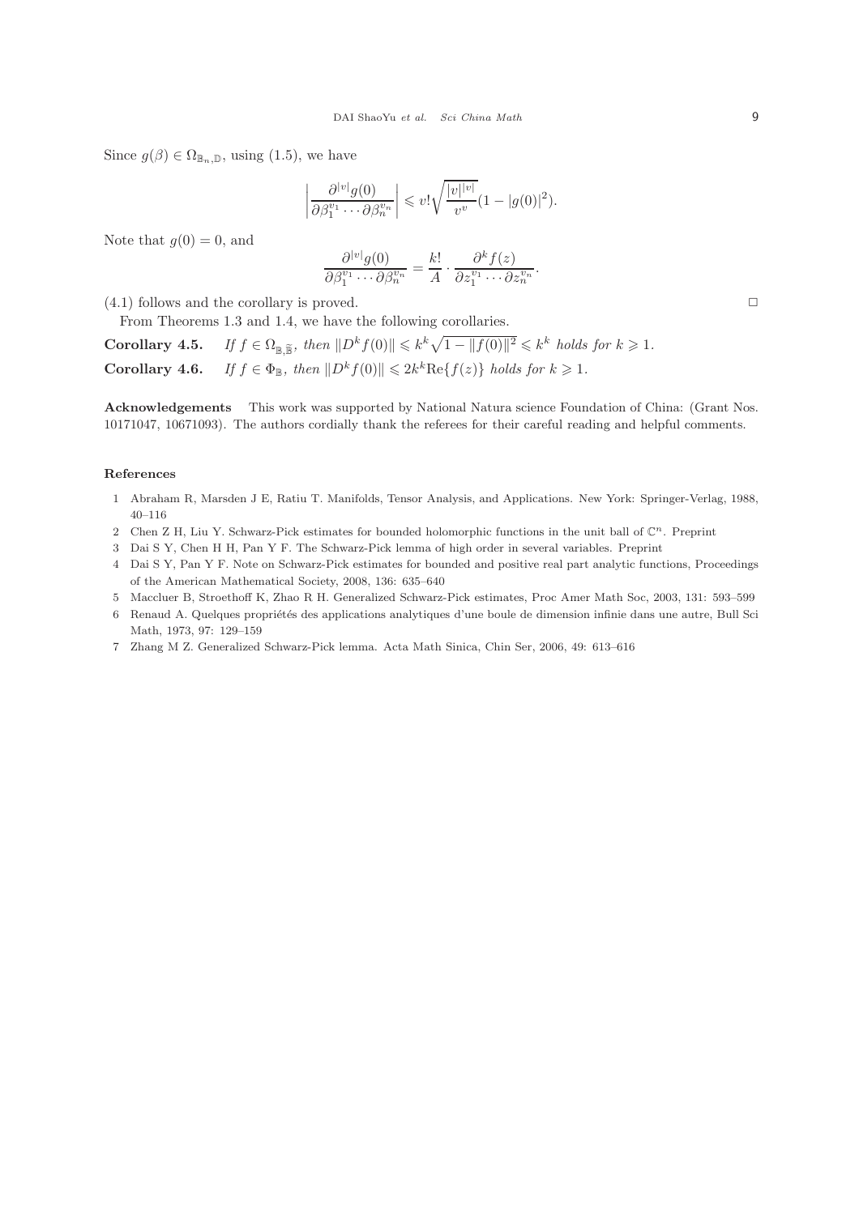Since $g(\beta) \in \Omega_{\mathbb{B}_n,\mathbb{D}}$, using (1.5), we have

$$\left| \frac{\partial^{|v|} g(0)}{\partial \beta_1^{v_1} \cdots \partial \beta_n^{v_n}} \right| \leqslant v! \sqrt{\frac{|v|^{|v|}}{v^v}} (1 - |g(0)|^2).$$

Note that $g(0) = 0$, and

$$\frac{\partial^{|v|} g(0)}{\partial \beta_1^{v_1} \cdots \partial \beta_n^{v_n}} = \frac{k!}{A} \cdot \frac{\partial^k f(z)}{\partial z_1^{v_1} \cdots \partial z_n^{v_n}}.$$

(4.1) follows and the corollary is proved. □

From Theorems 1.3 and 1.4, we have the following corollaries.

**Corollary 4.5.** *If $f \in \Omega_{\mathbb{B},\widetilde{\mathbb{B}}}$, then $\|D^k f(0)\| \leqslant k^k \sqrt{1 - \|f(0)\|^2} \leqslant k^k$ holds for $k \geqslant 1$.*

**Corollary 4.6.** *If $f \in \Phi_{\mathbb{B}}$, then $\|D^k f(0)\| \leqslant 2k^k \mathrm{Re}\{f(z)\}$ holds for $k \geqslant 1$.*

**Acknowledgements** This work was supported by National Natura science Foundation of China: (Grant Nos. 10171047, 10671093). The authors cordially thank the referees for their careful reading and helpful comments.

#### References

1. Abraham R, Marsden J E, Ratiu T. Manifolds, Tensor Analysis, and Applications. New York: Springer-Verlag, 1988, 40–116
2. Chen Z H, Liu Y. Schwarz-Pick estimates for bounded holomorphic functions in the unit ball of $\mathbb{C}^n$. Preprint
3. Dai S Y, Chen H H, Pan Y F. The Schwarz-Pick lemma of high order in several variables. Preprint
4. Dai S Y, Pan Y F. Note on Schwarz-Pick estimates for bounded and positive real part analytic functions, Proceedings of the American Mathematical Society, 2008, 136: 635–640
5. Maccluer B, Stroethoff K, Zhao R H. Generalized Schwarz-Pick estimates, Proc Amer Math Soc, 2003, 131: 593–599
6. Renaud A. Quelques propriétés des applications analytiques d'une boule de dimension infinie dans une autre, Bull Sci Math, 1973, 97: 129–159
7. Zhang M Z. Generalized Schwarz-Pick lemma. Acta Math Sinica, Chin Ser, 2006, 49: 613–616